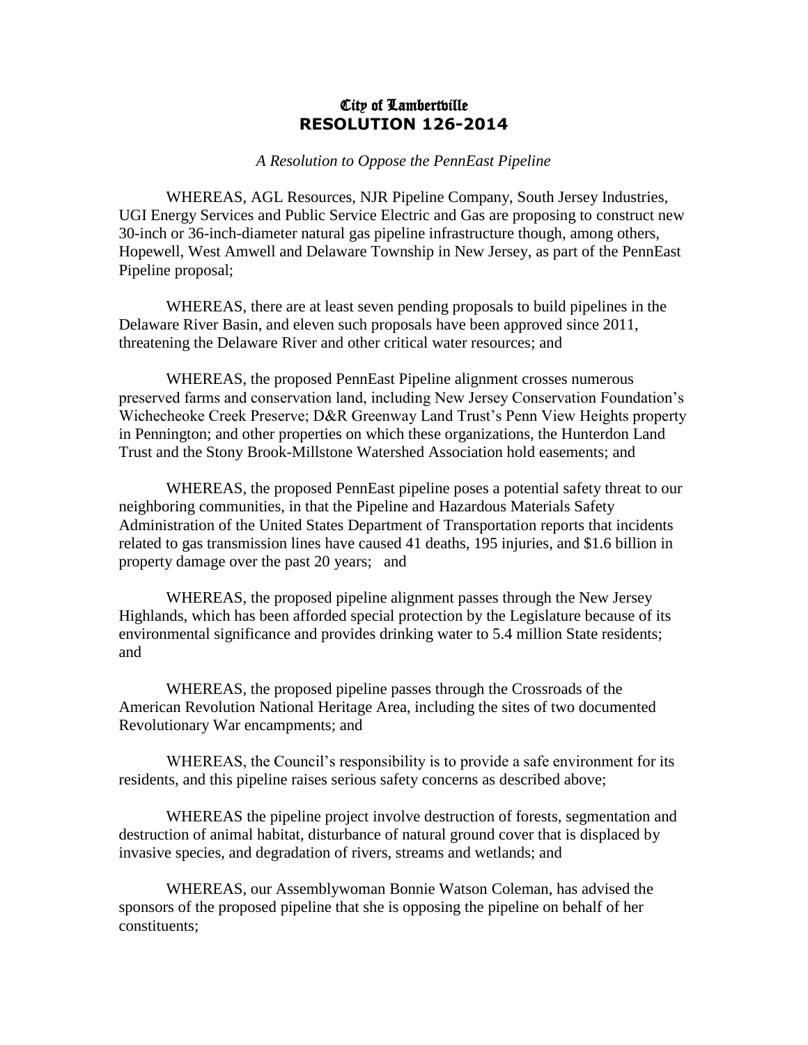# City of Lambertville
# **RESOLUTION 126-2014**

*A Resolution to Oppose the PennEast Pipeline*

WHEREAS, AGL Resources, NJR Pipeline Company, South Jersey Industries, UGI Energy Services and Public Service Electric and Gas are proposing to construct new 30-inch or 36-inch-diameter natural gas pipeline infrastructure though, among others, Hopewell, West Amwell and Delaware Township in New Jersey, as part of the PennEast Pipeline proposal;

WHEREAS, there are at least seven pending proposals to build pipelines in the Delaware River Basin, and eleven such proposals have been approved since 2011, threatening the Delaware River and other critical water resources; and

WHEREAS, the proposed PennEast Pipeline alignment crosses numerous preserved farms and conservation land, including New Jersey Conservation Foundation's Wichecheoke Creek Preserve; D&R Greenway Land Trust's Penn View Heights property in Pennington; and other properties on which these organizations, the Hunterdon Land Trust and the Stony Brook-Millstone Watershed Association hold easements; and

WHEREAS, the proposed PennEast pipeline poses a potential safety threat to our neighboring communities, in that the Pipeline and Hazardous Materials Safety Administration of the United States Department of Transportation reports that incidents related to gas transmission lines have caused 41 deaths, 195 injuries, and $1.6 billion in property damage over the past 20 years; and

WHEREAS, the proposed pipeline alignment passes through the New Jersey Highlands, which has been afforded special protection by the Legislature because of its environmental significance and provides drinking water to 5.4 million State residents; and

WHEREAS, the proposed pipeline passes through the Crossroads of the American Revolution National Heritage Area, including the sites of two documented Revolutionary War encampments; and

WHEREAS, the Council's responsibility is to provide a safe environment for its residents, and this pipeline raises serious safety concerns as described above;

WHEREAS the pipeline project involve destruction of forests, segmentation and destruction of animal habitat, disturbance of natural ground cover that is displaced by invasive species, and degradation of rivers, streams and wetlands; and

WHEREAS, our Assemblywoman Bonnie Watson Coleman, has advised the sponsors of the proposed pipeline that she is opposing the pipeline on behalf of her constituents;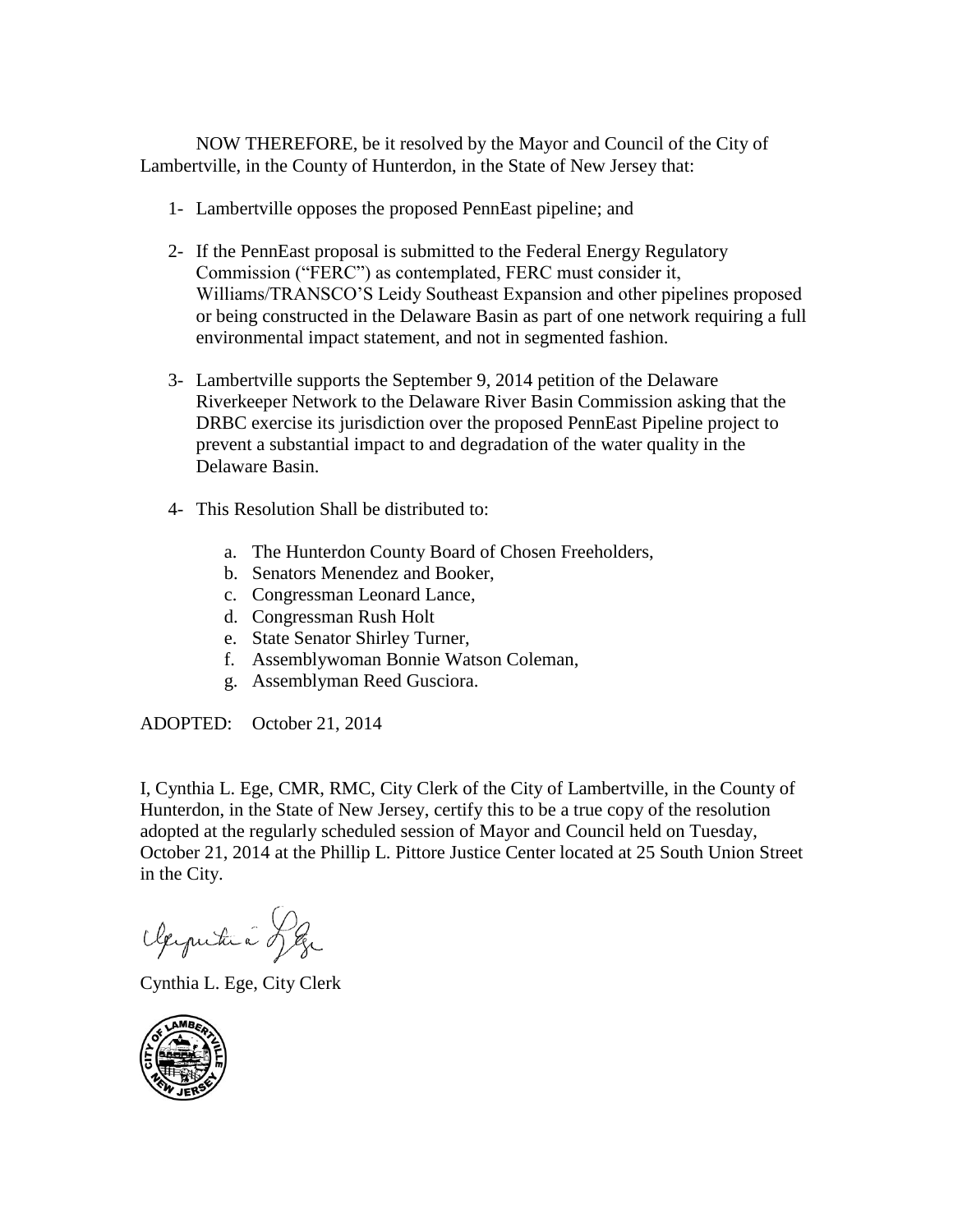NOW THEREFORE, be it resolved by the Mayor and Council of the City of Lambertville, in the County of Hunterdon, in the State of New Jersey that:

1- Lambertville opposes the proposed PennEast pipeline; and

2- If the PennEast proposal is submitted to the Federal Energy Regulatory Commission ("FERC") as contemplated, FERC must consider it, Williams/TRANSCO'S Leidy Southeast Expansion and other pipelines proposed or being constructed in the Delaware Basin as part of one network requiring a full environmental impact statement, and not in segmented fashion.

3- Lambertville supports the September 9, 2014 petition of the Delaware Riverkeeper Network to the Delaware River Basin Commission asking that the DRBC exercise its jurisdiction over the proposed PennEast Pipeline project to prevent a substantial impact to and degradation of the water quality in the Delaware Basin.

4- This Resolution Shall be distributed to:

   a. The Hunterdon County Board of Chosen Freeholders,
   b. Senators Menendez and Booker,
   c. Congressman Leonard Lance,
   d. Congressman Rush Holt
   e. State Senator Shirley Turner,
   f. Assemblywoman Bonnie Watson Coleman,
   g. Assemblyman Reed Gusciora.

ADOPTED: October 21, 2014

I, Cynthia L. Ege, CMR, RMC, City Clerk of the City of Lambertville, in the County of Hunterdon, in the State of New Jersey, certify this to be a true copy of the resolution adopted at the regularly scheduled session of Mayor and Council held on Tuesday, October 21, 2014 at the Phillip L. Pittore Justice Center located at 25 South Union Street in the City.

Cynthia L. Ege, City Clerk